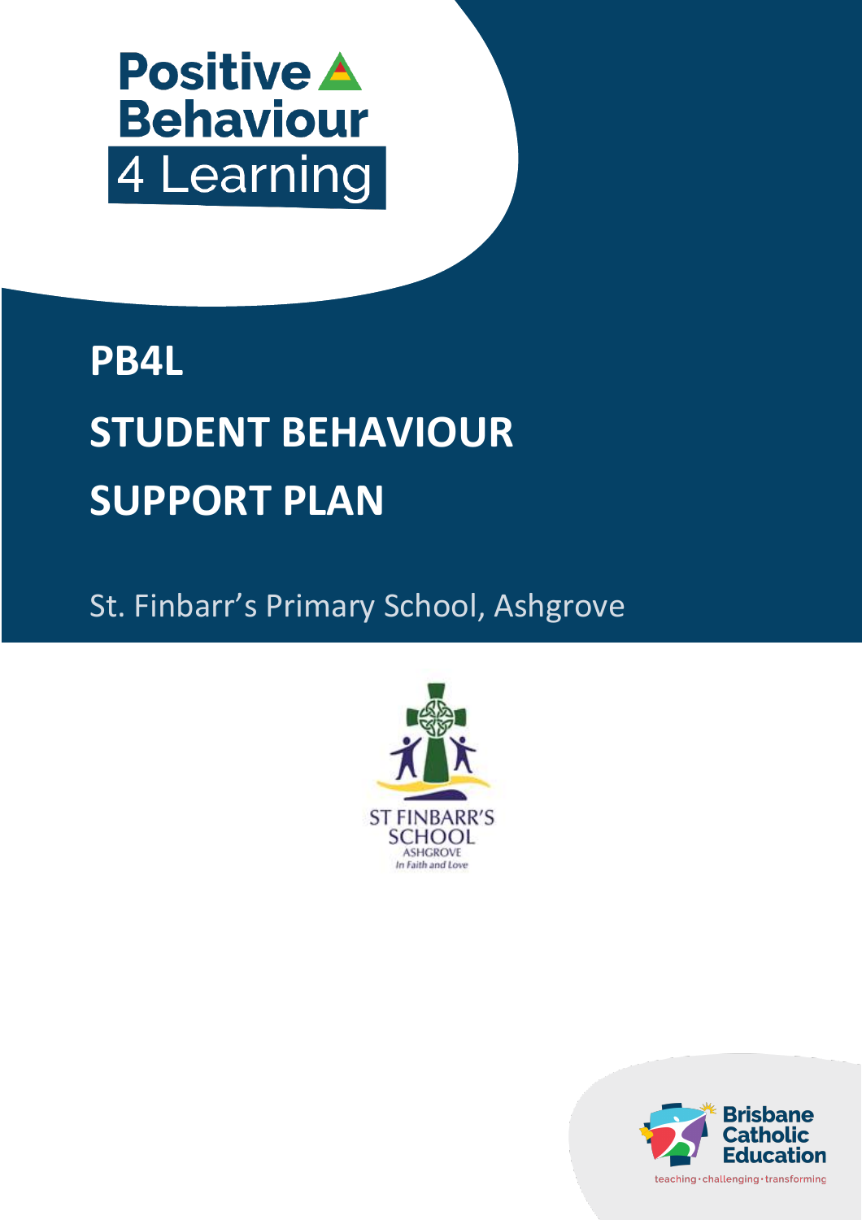Positive Behaviour 4 Learning

# PB4L

# STUDENT BEHAVIOUR SUPPORT PLAN

St. Finbarr's Primary School, Ashgrove

ST FINBARR'S SCHOOL
ASHGROVE
*In Faith and Love*

Brisbane Catholic Education
teaching · challenging · transforming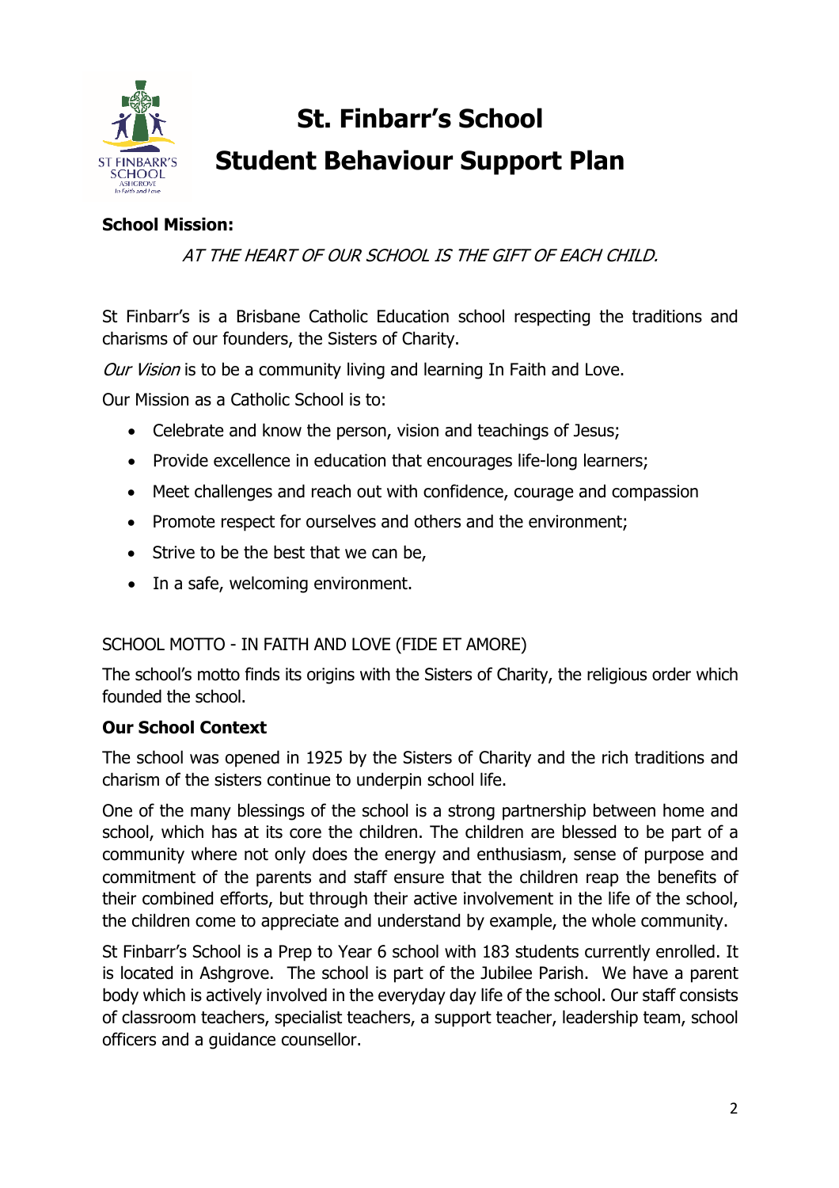# St. Finbarr's School
# Student Behaviour Support Plan

**School Mission:**

*AT THE HEART OF OUR SCHOOL IS THE GIFT OF EACH CHILD.*

St Finbarr's is a Brisbane Catholic Education school respecting the traditions and charisms of our founders, the Sisters of Charity.

*Our Vision* is to be a community living and learning In Faith and Love.

Our Mission as a Catholic School is to:

- Celebrate and know the person, vision and teachings of Jesus;
- Provide excellence in education that encourages life-long learners;
- Meet challenges and reach out with confidence, courage and compassion
- Promote respect for ourselves and others and the environment;
- Strive to be the best that we can be,
- In a safe, welcoming environment.

SCHOOL MOTTO - IN FAITH AND LOVE (FIDE ET AMORE)

The school's motto finds its origins with the Sisters of Charity, the religious order which founded the school.

**Our School Context**

The school was opened in 1925 by the Sisters of Charity and the rich traditions and charism of the sisters continue to underpin school life.

One of the many blessings of the school is a strong partnership between home and school, which has at its core the children. The children are blessed to be part of a community where not only does the energy and enthusiasm, sense of purpose and commitment of the parents and staff ensure that the children reap the benefits of their combined efforts, but through their active involvement in the life of the school, the children come to appreciate and understand by example, the whole community.

St Finbarr's School is a Prep to Year 6 school with 183 students currently enrolled. It is located in Ashgrove. The school is part of the Jubilee Parish. We have a parent body which is actively involved in the everyday day life of the school. Our staff consists of classroom teachers, specialist teachers, a support teacher, leadership team, school officers and a guidance counsellor.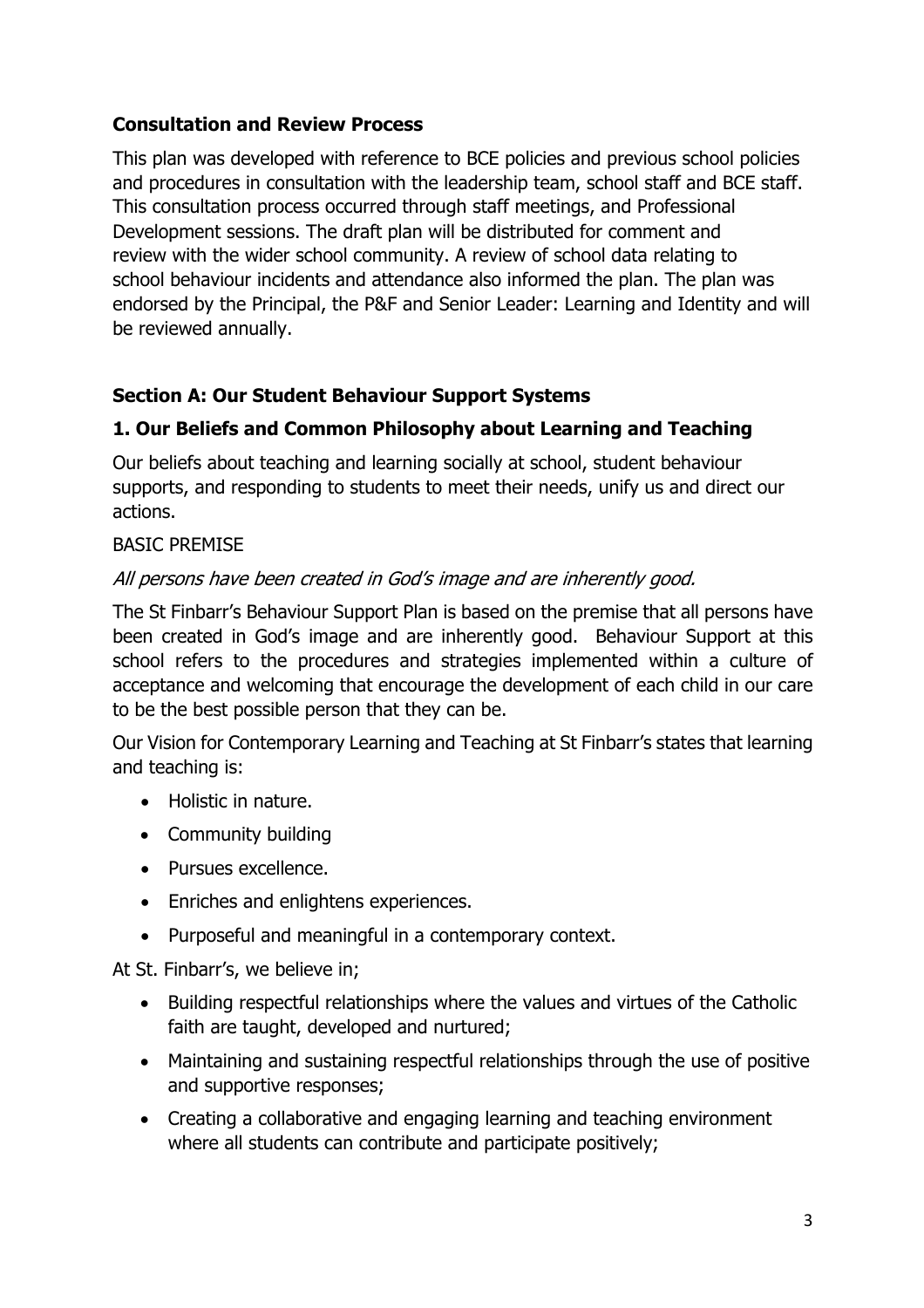## Consultation and Review Process

This plan was developed with reference to BCE policies and previous school policies and procedures in consultation with the leadership team, school staff and BCE staff. This consultation process occurred through staff meetings, and Professional Development sessions. The draft plan will be distributed for comment and review with the wider school community. A review of school data relating to school behaviour incidents and attendance also informed the plan. The plan was endorsed by the Principal, the P&F and Senior Leader: Learning and Identity and will be reviewed annually.

## Section A: Our Student Behaviour Support Systems

### 1. Our Beliefs and Common Philosophy about Learning and Teaching

Our beliefs about teaching and learning socially at school, student behaviour supports, and responding to students to meet their needs, unify us and direct our actions.

BASIC PREMISE

*All persons have been created in God's image and are inherently good.*

The St Finbarr's Behaviour Support Plan is based on the premise that all persons have been created in God's image and are inherently good. Behaviour Support at this school refers to the procedures and strategies implemented within a culture of acceptance and welcoming that encourage the development of each child in our care to be the best possible person that they can be.

Our Vision for Contemporary Learning and Teaching at St Finbarr's states that learning and teaching is:

- Holistic in nature.
- Community building
- Pursues excellence.
- Enriches and enlightens experiences.
- Purposeful and meaningful in a contemporary context.

At St. Finbarr's, we believe in;

- Building respectful relationships where the values and virtues of the Catholic faith are taught, developed and nurtured;
- Maintaining and sustaining respectful relationships through the use of positive and supportive responses;
- Creating a collaborative and engaging learning and teaching environment where all students can contribute and participate positively;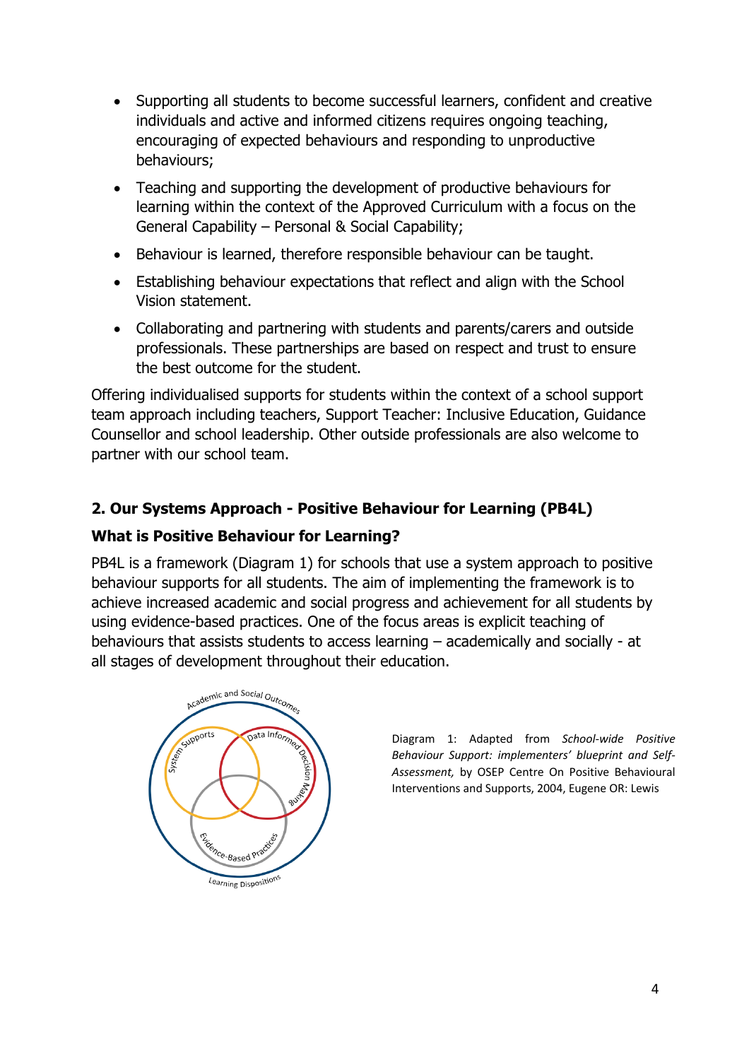- Supporting all students to become successful learners, confident and creative individuals and active and informed citizens requires ongoing teaching, encouraging of expected behaviours and responding to unproductive behaviours;
- Teaching and supporting the development of productive behaviours for learning within the context of the Approved Curriculum with a focus on the General Capability – Personal & Social Capability;
- Behaviour is learned, therefore responsible behaviour can be taught.
- Establishing behaviour expectations that reflect and align with the School Vision statement.
- Collaborating and partnering with students and parents/carers and outside professionals. These partnerships are based on respect and trust to ensure the best outcome for the student.

Offering individualised supports for students within the context of a school support team approach including teachers, Support Teacher: Inclusive Education, Guidance Counsellor and school leadership. Other outside professionals are also welcome to partner with our school team.

## 2. Our Systems Approach - Positive Behaviour for Learning (PB4L)

### What is Positive Behaviour for Learning?

PB4L is a framework (Diagram 1) for schools that use a system approach to positive behaviour supports for all students. The aim of implementing the framework is to achieve increased academic and social progress and achievement for all students by using evidence-based practices. One of the focus areas is explicit teaching of behaviours that assists students to access learning – academically and socially - at all stages of development throughout their education.

Academic and Social Outcomes

System Supports

Data Informed Decision Making

Evidence-Based Practices

Learning Dispositions

Diagram 1: Adapted from *School-wide Positive Behaviour Support: implementers' blueprint and Self-Assessment,* by OSEP Centre On Positive Behavioural Interventions and Supports, 2004, Eugene OR: Lewis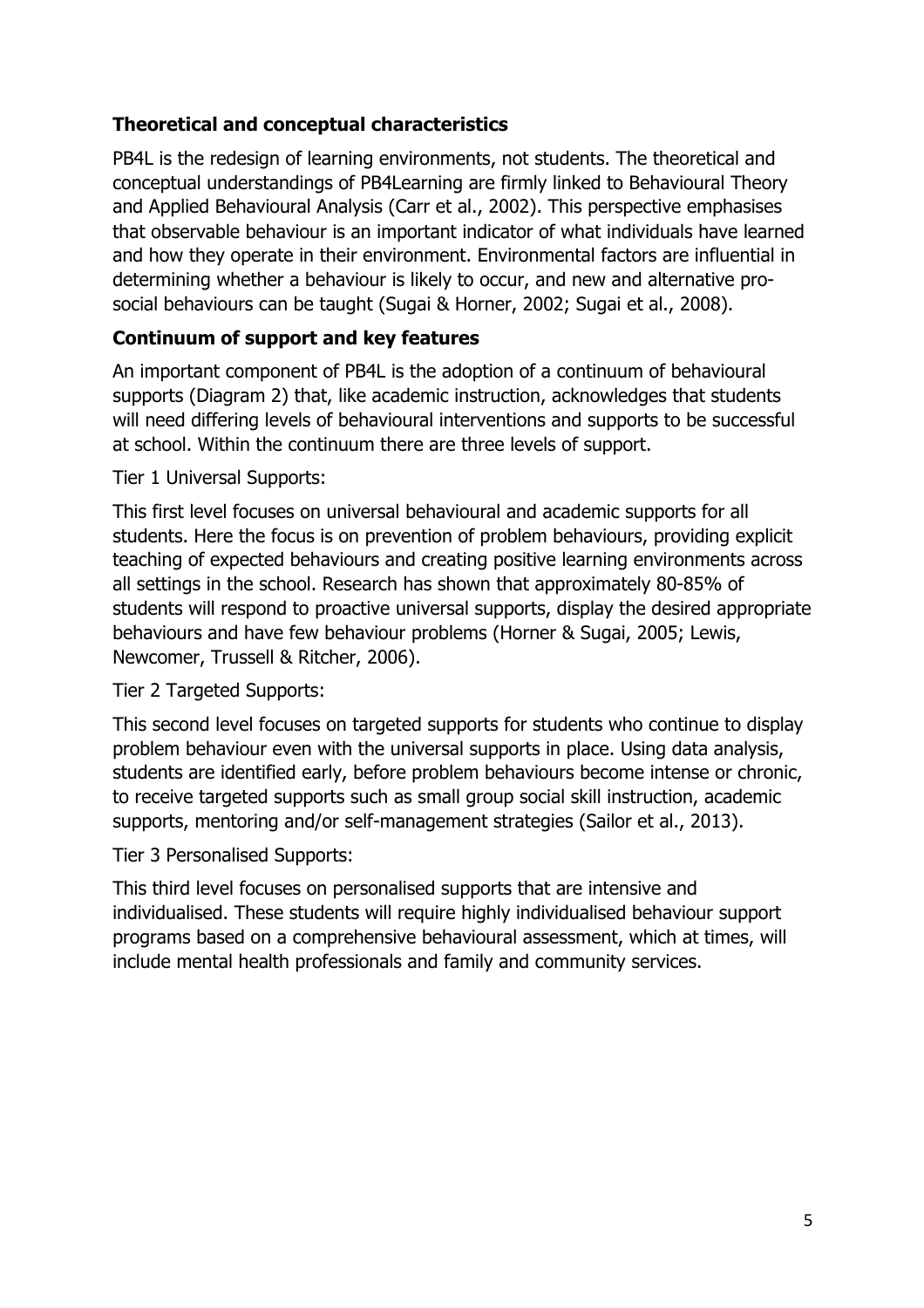## Theoretical and conceptual characteristics

PB4L is the redesign of learning environments, not students. The theoretical and conceptual understandings of PB4Learning are firmly linked to Behavioural Theory and Applied Behavioural Analysis (Carr et al., 2002). This perspective emphasises that observable behaviour is an important indicator of what individuals have learned and how they operate in their environment. Environmental factors are influential in determining whether a behaviour is likely to occur, and new and alternative pro-social behaviours can be taught (Sugai & Horner, 2002; Sugai et al., 2008).

## Continuum of support and key features

An important component of PB4L is the adoption of a continuum of behavioural supports (Diagram 2) that, like academic instruction, acknowledges that students will need differing levels of behavioural interventions and supports to be successful at school. Within the continuum there are three levels of support.

Tier 1 Universal Supports:

This first level focuses on universal behavioural and academic supports for all students. Here the focus is on prevention of problem behaviours, providing explicit teaching of expected behaviours and creating positive learning environments across all settings in the school. Research has shown that approximately 80-85% of students will respond to proactive universal supports, display the desired appropriate behaviours and have few behaviour problems (Horner & Sugai, 2005; Lewis, Newcomer, Trussell & Ritcher, 2006).

Tier 2 Targeted Supports:

This second level focuses on targeted supports for students who continue to display problem behaviour even with the universal supports in place. Using data analysis, students are identified early, before problem behaviours become intense or chronic, to receive targeted supports such as small group social skill instruction, academic supports, mentoring and/or self-management strategies (Sailor et al., 2013).

Tier 3 Personalised Supports:

This third level focuses on personalised supports that are intensive and individualised. These students will require highly individualised behaviour support programs based on a comprehensive behavioural assessment, which at times, will include mental health professionals and family and community services.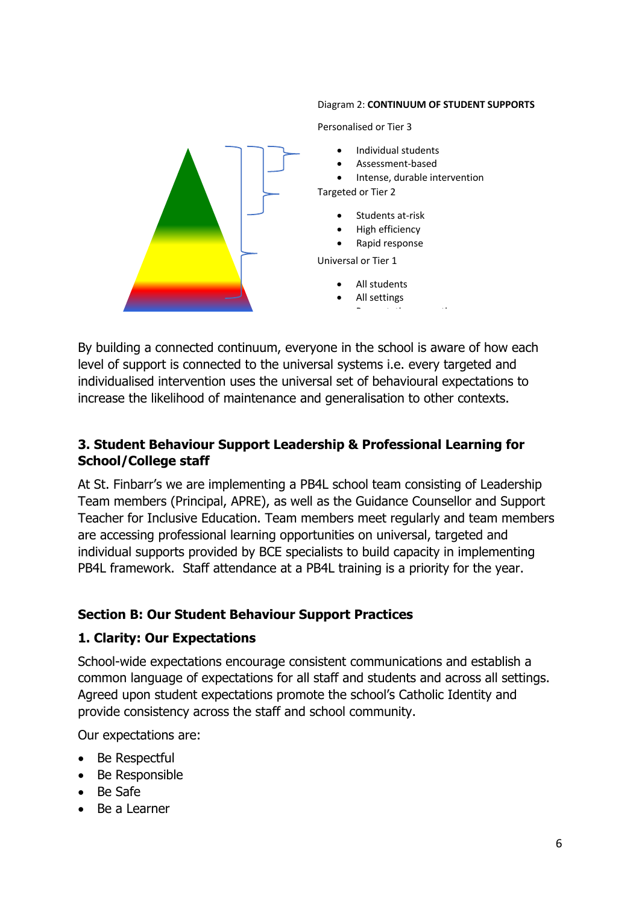Diagram 2: **CONTINUUM OF STUDENT SUPPORTS**

Personalised or Tier 3

- Individual students
- Assessment-based
- Intense, durable intervention

Targeted or Tier 2

- Students at-risk
- High efficiency
- Rapid response

Universal or Tier 1

- All students
- All settings

By building a connected continuum, everyone in the school is aware of how each level of support is connected to the universal systems i.e. every targeted and individualised intervention uses the universal set of behavioural expectations to increase the likelihood of maintenance and generalisation to other contexts.

### 3. Student Behaviour Support Leadership & Professional Learning for School/College staff

At St. Finbarr's we are implementing a PB4L school team consisting of Leadership Team members (Principal, APRE), as well as the Guidance Counsellor and Support Teacher for Inclusive Education. Team members meet regularly and team members are accessing professional learning opportunities on universal, targeted and individual supports provided by BCE specialists to build capacity in implementing PB4L framework. Staff attendance at a PB4L training is a priority for the year.

## Section B: Our Student Behaviour Support Practices

### 1. Clarity: Our Expectations

School-wide expectations encourage consistent communications and establish a common language of expectations for all staff and students and across all settings. Agreed upon student expectations promote the school's Catholic Identity and provide consistency across the staff and school community.

Our expectations are:

- Be Respectful
- Be Responsible
- Be Safe
- Be a Learner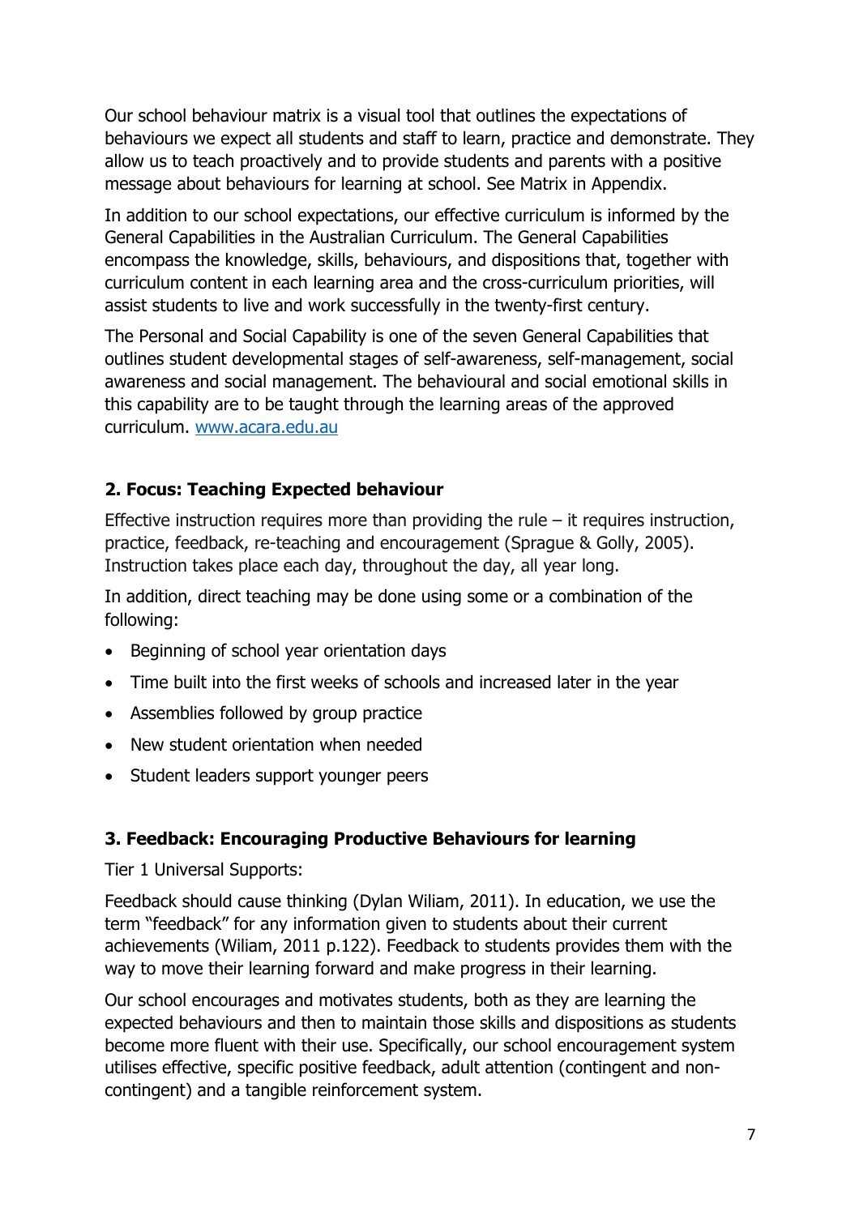Our school behaviour matrix is a visual tool that outlines the expectations of behaviours we expect all students and staff to learn, practice and demonstrate. They allow us to teach proactively and to provide students and parents with a positive message about behaviours for learning at school. See Matrix in Appendix.

In addition to our school expectations, our effective curriculum is informed by the General Capabilities in the Australian Curriculum. The General Capabilities encompass the knowledge, skills, behaviours, and dispositions that, together with curriculum content in each learning area and the cross-curriculum priorities, will assist students to live and work successfully in the twenty-first century.

The Personal and Social Capability is one of the seven General Capabilities that outlines student developmental stages of self-awareness, self-management, social awareness and social management. The behavioural and social emotional skills in this capability are to be taught through the learning areas of the approved curriculum. [www.acara.edu.au](http://www.acara.edu.au)

### 2. Focus: Teaching Expected behaviour

Effective instruction requires more than providing the rule – it requires instruction, practice, feedback, re-teaching and encouragement (Sprague & Golly, 2005). Instruction takes place each day, throughout the day, all year long.

In addition, direct teaching may be done using some or a combination of the following:

- Beginning of school year orientation days
- Time built into the first weeks of schools and increased later in the year
- Assemblies followed by group practice
- New student orientation when needed
- Student leaders support younger peers

### 3. Feedback: Encouraging Productive Behaviours for learning

Tier 1 Universal Supports:

Feedback should cause thinking (Dylan Wiliam, 2011). In education, we use the term "feedback" for any information given to students about their current achievements (Wiliam, 2011 p.122). Feedback to students provides them with the way to move their learning forward and make progress in their learning.

Our school encourages and motivates students, both as they are learning the expected behaviours and then to maintain those skills and dispositions as students become more fluent with their use. Specifically, our school encouragement system utilises effective, specific positive feedback, adult attention (contingent and non-contingent) and a tangible reinforcement system.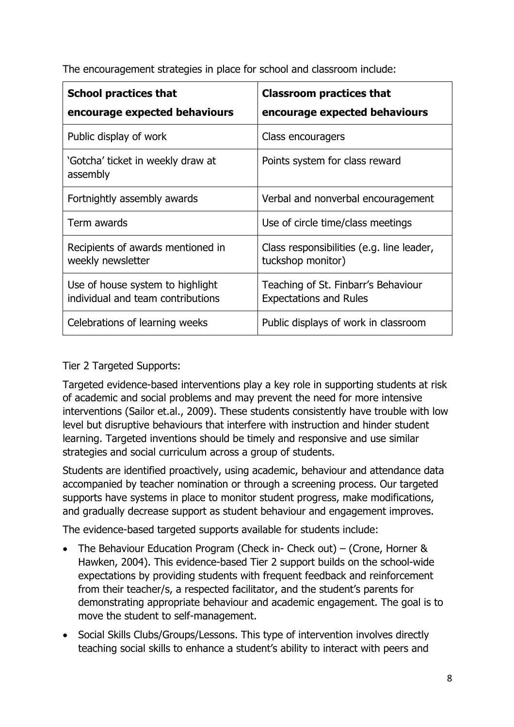The encouragement strategies in place for school and classroom include:

| School practices that encourage expected behaviours | Classroom practices that encourage expected behaviours |
|---|---|
| Public display of work | Class encouragers |
| 'Gotcha' ticket in weekly draw at assembly | Points system for class reward |
| Fortnightly assembly awards | Verbal and nonverbal encouragement |
| Term awards | Use of circle time/class meetings |
| Recipients of awards mentioned in weekly newsletter | Class responsibilities (e.g. line leader, tuckshop monitor) |
| Use of house system to highlight individual and team contributions | Teaching of St. Finbarr's Behaviour Expectations and Rules |
| Celebrations of learning weeks | Public displays of work in classroom |

Tier 2 Targeted Supports:

Targeted evidence-based interventions play a key role in supporting students at risk of academic and social problems and may prevent the need for more intensive interventions (Sailor et.al., 2009). These students consistently have trouble with low level but disruptive behaviours that interfere with instruction and hinder student learning. Targeted inventions should be timely and responsive and use similar strategies and social curriculum across a group of students.

Students are identified proactively, using academic, behaviour and attendance data accompanied by teacher nomination or through a screening process. Our targeted supports have systems in place to monitor student progress, make modifications, and gradually decrease support as student behaviour and engagement improves.

The evidence-based targeted supports available for students include:

- The Behaviour Education Program (Check in- Check out) – (Crone, Horner & Hawken, 2004). This evidence-based Tier 2 support builds on the school-wide expectations by providing students with frequent feedback and reinforcement from their teacher/s, a respected facilitator, and the student's parents for demonstrating appropriate behaviour and academic engagement. The goal is to move the student to self-management.
- Social Skills Clubs/Groups/Lessons. This type of intervention involves directly teaching social skills to enhance a student's ability to interact with peers and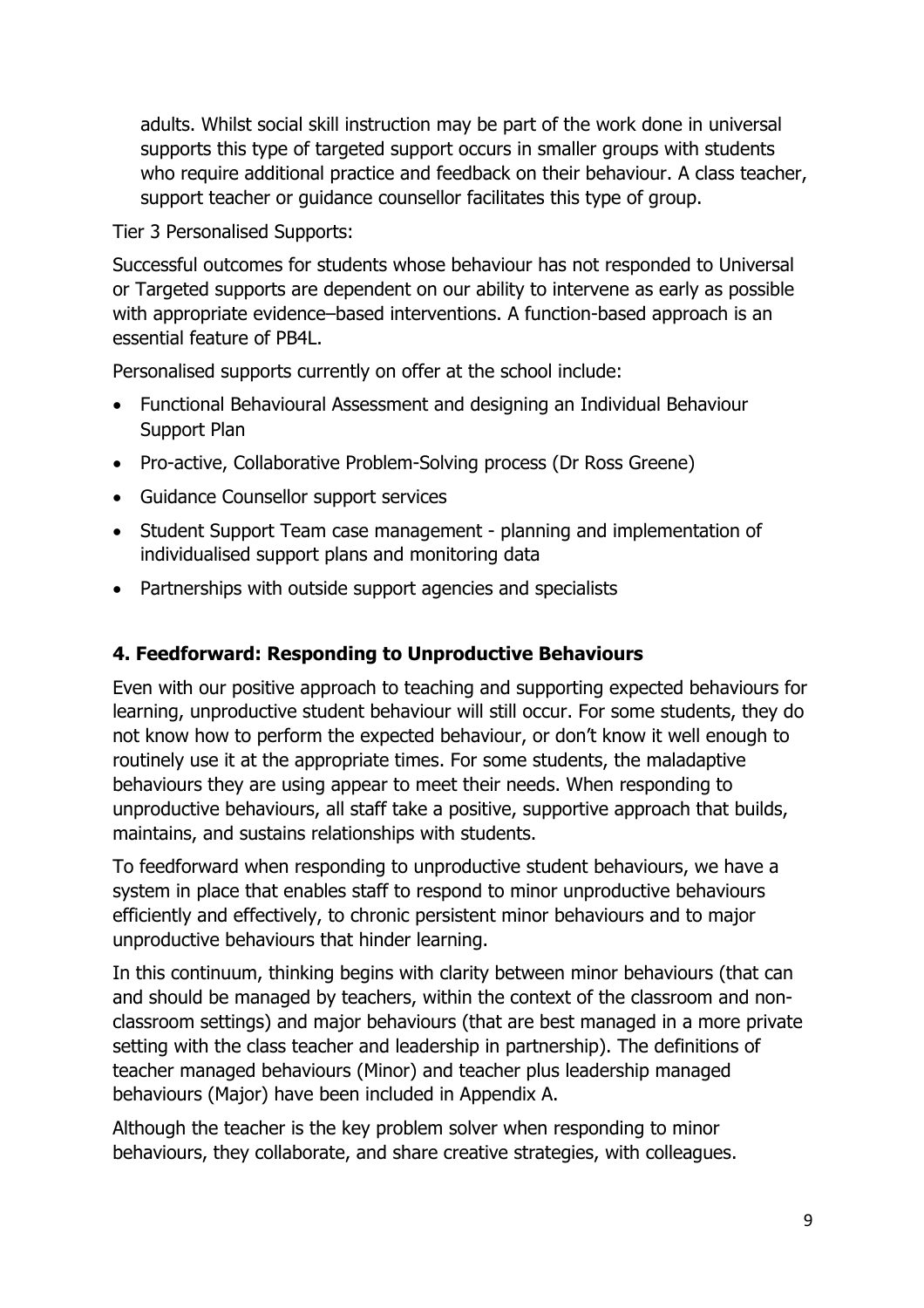adults. Whilst social skill instruction may be part of the work done in universal supports this type of targeted support occurs in smaller groups with students who require additional practice and feedback on their behaviour. A class teacher, support teacher or guidance counsellor facilitates this type of group.

Tier 3 Personalised Supports:

Successful outcomes for students whose behaviour has not responded to Universal or Targeted supports are dependent on our ability to intervene as early as possible with appropriate evidence–based interventions. A function-based approach is an essential feature of PB4L.

Personalised supports currently on offer at the school include:

- Functional Behavioural Assessment and designing an Individual Behaviour Support Plan
- Pro-active, Collaborative Problem-Solving process (Dr Ross Greene)
- Guidance Counsellor support services
- Student Support Team case management - planning and implementation of individualised support plans and monitoring data
- Partnerships with outside support agencies and specialists

### 4. Feedforward: Responding to Unproductive Behaviours

Even with our positive approach to teaching and supporting expected behaviours for learning, unproductive student behaviour will still occur. For some students, they do not know how to perform the expected behaviour, or don't know it well enough to routinely use it at the appropriate times. For some students, the maladaptive behaviours they are using appear to meet their needs. When responding to unproductive behaviours, all staff take a positive, supportive approach that builds, maintains, and sustains relationships with students.

To feedforward when responding to unproductive student behaviours, we have a system in place that enables staff to respond to minor unproductive behaviours efficiently and effectively, to chronic persistent minor behaviours and to major unproductive behaviours that hinder learning.

In this continuum, thinking begins with clarity between minor behaviours (that can and should be managed by teachers, within the context of the classroom and non-classroom settings) and major behaviours (that are best managed in a more private setting with the class teacher and leadership in partnership). The definitions of teacher managed behaviours (Minor) and teacher plus leadership managed behaviours (Major) have been included in Appendix A.

Although the teacher is the key problem solver when responding to minor behaviours, they collaborate, and share creative strategies, with colleagues.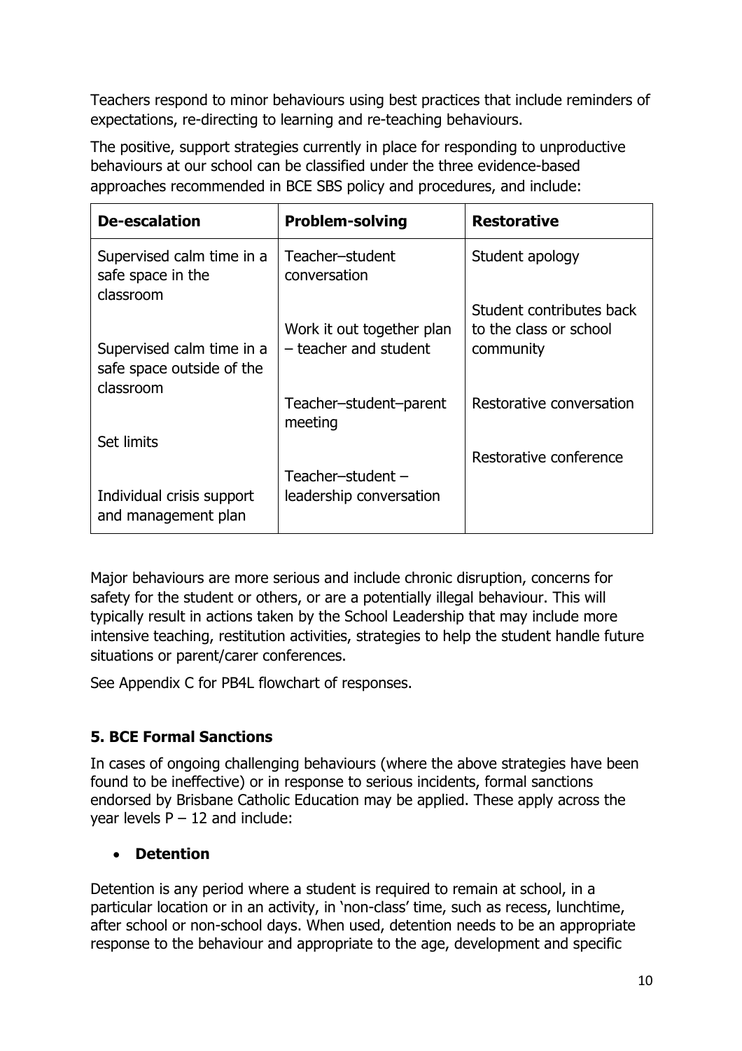Teachers respond to minor behaviours using best practices that include reminders of expectations, re-directing to learning and re-teaching behaviours.

The positive, support strategies currently in place for responding to unproductive behaviours at our school can be classified under the three evidence-based approaches recommended in BCE SBS policy and procedures, and include:

| De-escalation | Problem-solving | Restorative |
|---|---|---|
| Supervised calm time in a safe space in the classroom | Teacher–student conversation | Student apology |
| Supervised calm time in a safe space outside of the classroom | Work it out together plan – teacher and student | Student contributes back to the class or school community |
| Set limits | Teacher–student–parent meeting | Restorative conversation |
| Individual crisis support and management plan | Teacher–student – leadership conversation | Restorative conference |

Major behaviours are more serious and include chronic disruption, concerns for safety for the student or others, or are a potentially illegal behaviour. This will typically result in actions taken by the School Leadership that may include more intensive teaching, restitution activities, strategies to help the student handle future situations or parent/carer conferences.

See Appendix C for PB4L flowchart of responses.

## 5. BCE Formal Sanctions

In cases of ongoing challenging behaviours (where the above strategies have been found to be ineffective) or in response to serious incidents, formal sanctions endorsed by Brisbane Catholic Education may be applied. These apply across the year levels P – 12 and include:

- **Detention**

Detention is any period where a student is required to remain at school, in a particular location or in an activity, in 'non-class' time, such as recess, lunchtime, after school or non-school days. When used, detention needs to be an appropriate response to the behaviour and appropriate to the age, development and specific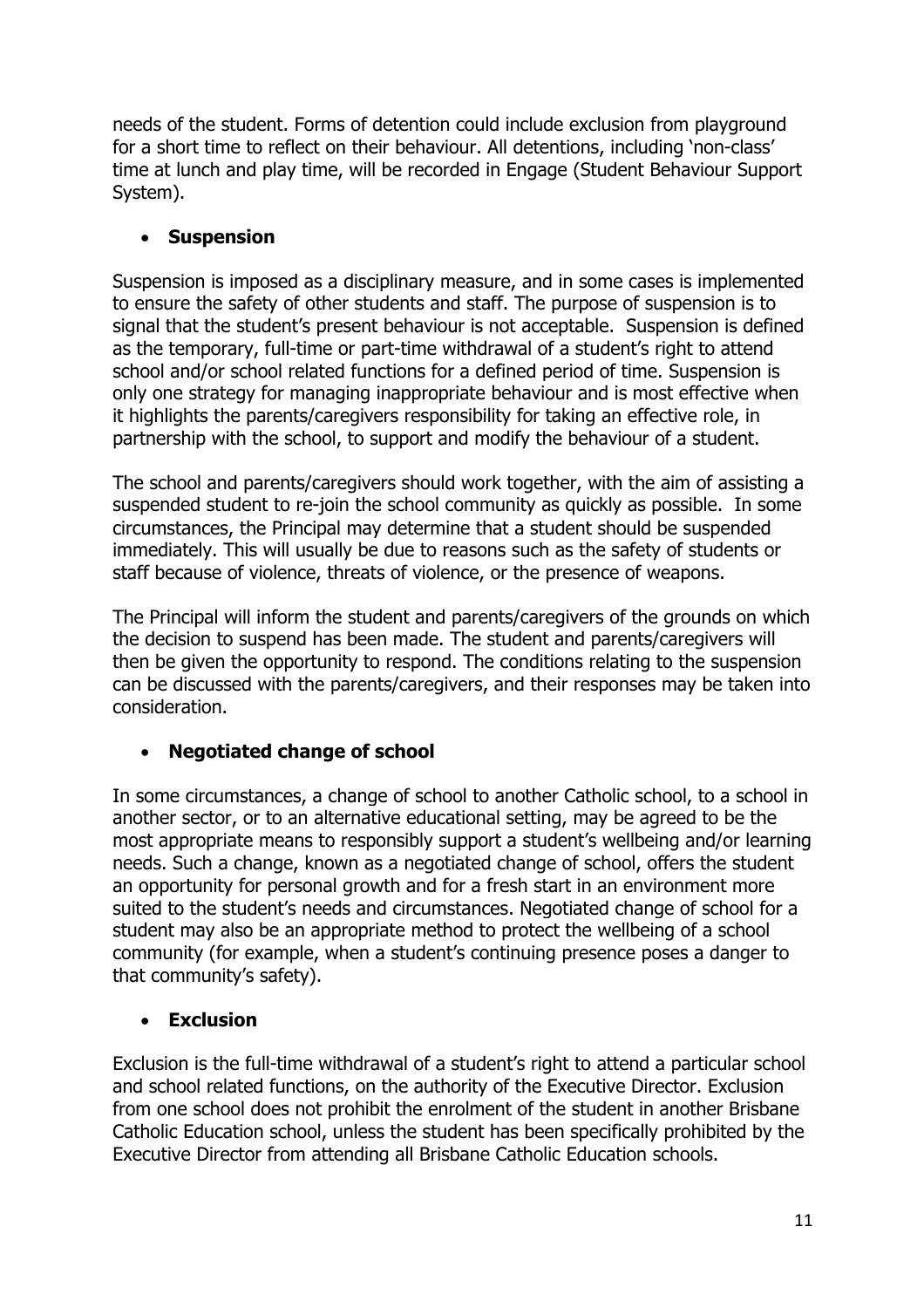needs of the student. Forms of detention could include exclusion from playground for a short time to reflect on their behaviour. All detentions, including 'non-class' time at lunch and play time, will be recorded in Engage (Student Behaviour Support System).

- **Suspension**

Suspension is imposed as a disciplinary measure, and in some cases is implemented to ensure the safety of other students and staff. The purpose of suspension is to signal that the student's present behaviour is not acceptable. Suspension is defined as the temporary, full-time or part-time withdrawal of a student's right to attend school and/or school related functions for a defined period of time. Suspension is only one strategy for managing inappropriate behaviour and is most effective when it highlights the parents/caregivers responsibility for taking an effective role, in partnership with the school, to support and modify the behaviour of a student.

The school and parents/caregivers should work together, with the aim of assisting a suspended student to re-join the school community as quickly as possible. In some circumstances, the Principal may determine that a student should be suspended immediately. This will usually be due to reasons such as the safety of students or staff because of violence, threats of violence, or the presence of weapons.

The Principal will inform the student and parents/caregivers of the grounds on which the decision to suspend has been made. The student and parents/caregivers will then be given the opportunity to respond. The conditions relating to the suspension can be discussed with the parents/caregivers, and their responses may be taken into consideration.

- **Negotiated change of school**

In some circumstances, a change of school to another Catholic school, to a school in another sector, or to an alternative educational setting, may be agreed to be the most appropriate means to responsibly support a student's wellbeing and/or learning needs. Such a change, known as a negotiated change of school, offers the student an opportunity for personal growth and for a fresh start in an environment more suited to the student's needs and circumstances. Negotiated change of school for a student may also be an appropriate method to protect the wellbeing of a school community (for example, when a student's continuing presence poses a danger to that community's safety).

- **Exclusion**

Exclusion is the full-time withdrawal of a student's right to attend a particular school and school related functions, on the authority of the Executive Director. Exclusion from one school does not prohibit the enrolment of the student in another Brisbane Catholic Education school, unless the student has been specifically prohibited by the Executive Director from attending all Brisbane Catholic Education schools.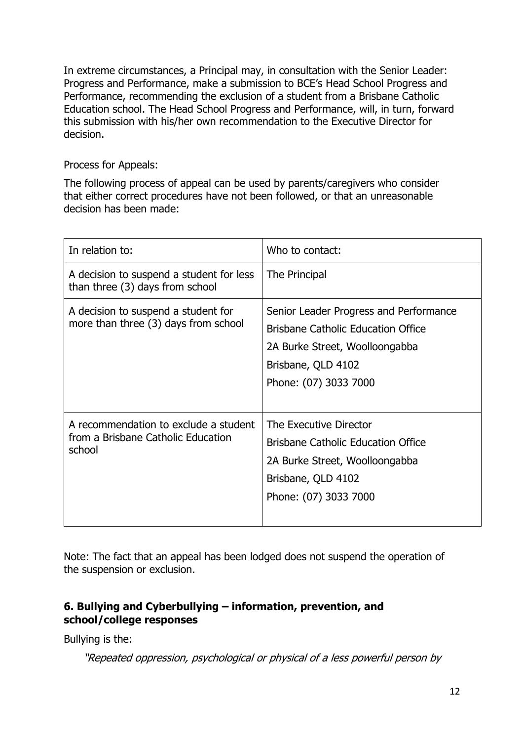In extreme circumstances, a Principal may, in consultation with the Senior Leader: Progress and Performance, make a submission to BCE's Head School Progress and Performance, recommending the exclusion of a student from a Brisbane Catholic Education school. The Head School Progress and Performance, will, in turn, forward this submission with his/her own recommendation to the Executive Director for decision.

Process for Appeals:

The following process of appeal can be used by parents/caregivers who consider that either correct procedures have not been followed, or that an unreasonable decision has been made:

| In relation to: | Who to contact: |
| --- | --- |
| A decision to suspend a student for less than three (3) days from school | The Principal |
| A decision to suspend a student for more than three (3) days from school | Senior Leader Progress and Performance<br>Brisbane Catholic Education Office<br>2A Burke Street, Woolloongabba<br>Brisbane, QLD 4102<br>Phone: (07) 3033 7000 |
| A recommendation to exclude a student from a Brisbane Catholic Education school | The Executive Director<br>Brisbane Catholic Education Office<br>2A Burke Street, Woolloongabba<br>Brisbane, QLD 4102<br>Phone: (07) 3033 7000 |

Note: The fact that an appeal has been lodged does not suspend the operation of the suspension or exclusion.

### 6. Bullying and Cyberbullying – information, prevention, and school/college responses

Bullying is the:

*"Repeated oppression, psychological or physical of a less powerful person by*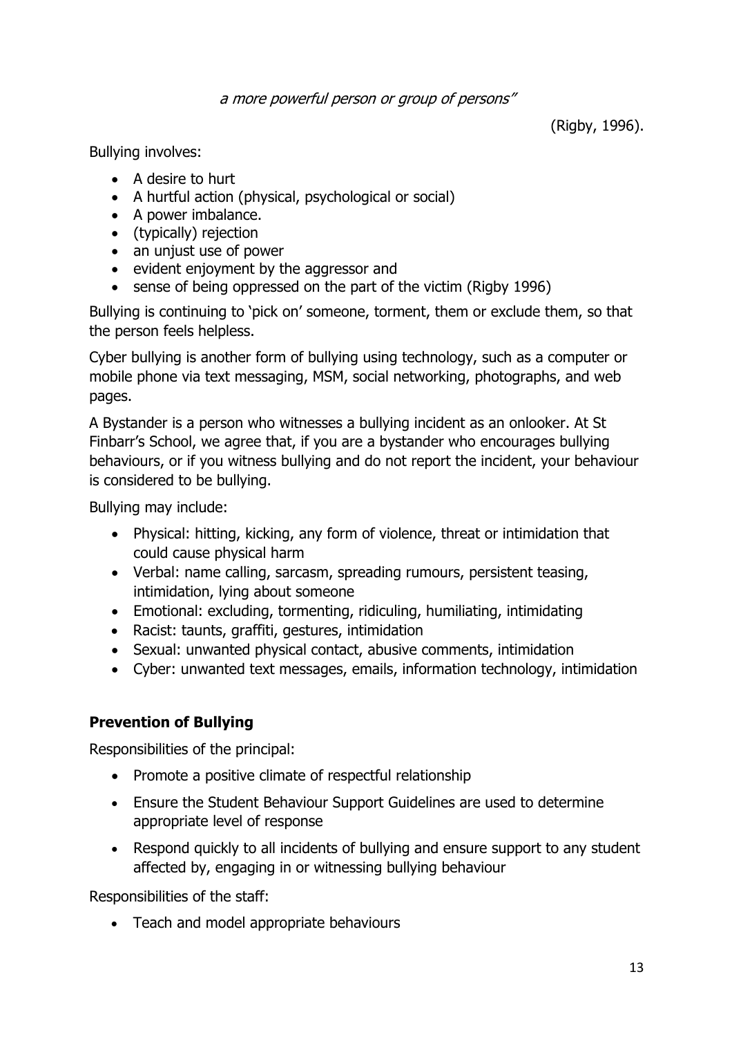*a more powerful person or group of persons"*

(Rigby, 1996).

Bullying involves:

- A desire to hurt
- A hurtful action (physical, psychological or social)
- A power imbalance.
- (typically) rejection
- an unjust use of power
- evident enjoyment by the aggressor and
- sense of being oppressed on the part of the victim (Rigby 1996)

Bullying is continuing to 'pick on' someone, torment, them or exclude them, so that the person feels helpless.

Cyber bullying is another form of bullying using technology, such as a computer or mobile phone via text messaging, MSM, social networking, photographs, and web pages.

A Bystander is a person who witnesses a bullying incident as an onlooker. At St Finbarr's School, we agree that, if you are a bystander who encourages bullying behaviours, or if you witness bullying and do not report the incident, your behaviour is considered to be bullying.

Bullying may include:

- Physical: hitting, kicking, any form of violence, threat or intimidation that could cause physical harm
- Verbal: name calling, sarcasm, spreading rumours, persistent teasing, intimidation, lying about someone
- Emotional: excluding, tormenting, ridiculing, humiliating, intimidating
- Racist: taunts, graffiti, gestures, intimidation
- Sexual: unwanted physical contact, abusive comments, intimidation
- Cyber: unwanted text messages, emails, information technology, intimidation

**Prevention of Bullying**

Responsibilities of the principal:

- Promote a positive climate of respectful relationship
- Ensure the Student Behaviour Support Guidelines are used to determine appropriate level of response
- Respond quickly to all incidents of bullying and ensure support to any student affected by, engaging in or witnessing bullying behaviour

Responsibilities of the staff:

- Teach and model appropriate behaviours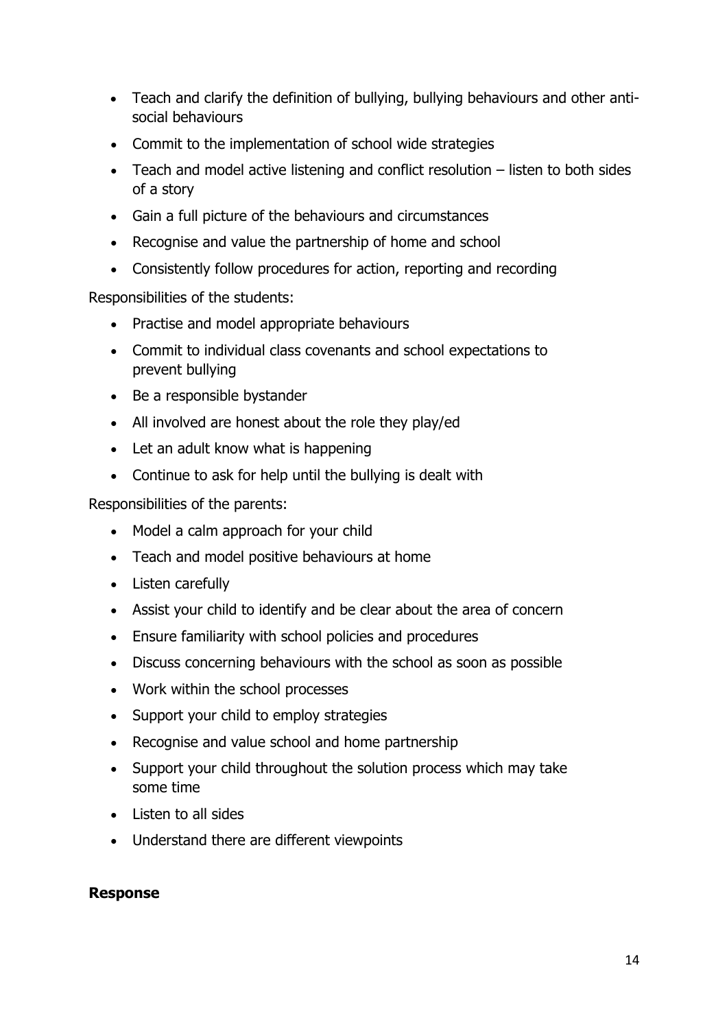- Teach and clarify the definition of bullying, bullying behaviours and other anti-social behaviours
- Commit to the implementation of school wide strategies
- Teach and model active listening and conflict resolution – listen to both sides of a story
- Gain a full picture of the behaviours and circumstances
- Recognise and value the partnership of home and school
- Consistently follow procedures for action, reporting and recording

Responsibilities of the students:

- Practise and model appropriate behaviours
- Commit to individual class covenants and school expectations to prevent bullying
- Be a responsible bystander
- All involved are honest about the role they play/ed
- Let an adult know what is happening
- Continue to ask for help until the bullying is dealt with

Responsibilities of the parents:

- Model a calm approach for your child
- Teach and model positive behaviours at home
- Listen carefully
- Assist your child to identify and be clear about the area of concern
- Ensure familiarity with school policies and procedures
- Discuss concerning behaviours with the school as soon as possible
- Work within the school processes
- Support your child to employ strategies
- Recognise and value school and home partnership
- Support your child throughout the solution process which may take some time
- Listen to all sides
- Understand there are different viewpoints

**Response**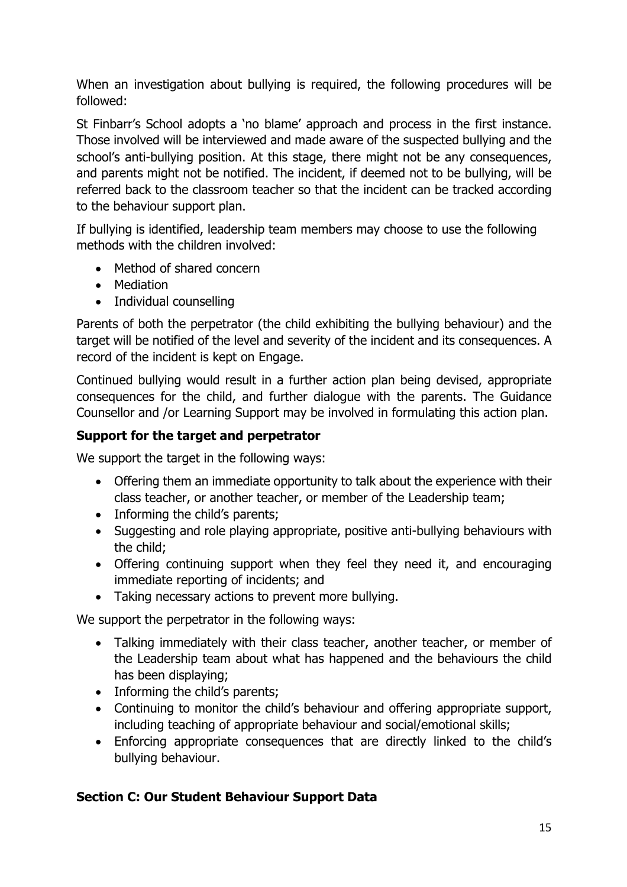When an investigation about bullying is required, the following procedures will be followed:

St Finbarr's School adopts a 'no blame' approach and process in the first instance. Those involved will be interviewed and made aware of the suspected bullying and the school's anti-bullying position. At this stage, there might not be any consequences, and parents might not be notified. The incident, if deemed not to be bullying, will be referred back to the classroom teacher so that the incident can be tracked according to the behaviour support plan.

If bullying is identified, leadership team members may choose to use the following methods with the children involved:

- Method of shared concern
- Mediation
- Individual counselling

Parents of both the perpetrator (the child exhibiting the bullying behaviour) and the target will be notified of the level and severity of the incident and its consequences. A record of the incident is kept on Engage.

Continued bullying would result in a further action plan being devised, appropriate consequences for the child, and further dialogue with the parents. The Guidance Counsellor and /or Learning Support may be involved in formulating this action plan.

### Support for the target and perpetrator

We support the target in the following ways:

- Offering them an immediate opportunity to talk about the experience with their class teacher, or another teacher, or member of the Leadership team;
- Informing the child's parents;
- Suggesting and role playing appropriate, positive anti-bullying behaviours with the child;
- Offering continuing support when they feel they need it, and encouraging immediate reporting of incidents; and
- Taking necessary actions to prevent more bullying.

We support the perpetrator in the following ways:

- Talking immediately with their class teacher, another teacher, or member of the Leadership team about what has happened and the behaviours the child has been displaying;
- Informing the child's parents;
- Continuing to monitor the child's behaviour and offering appropriate support, including teaching of appropriate behaviour and social/emotional skills;
- Enforcing appropriate consequences that are directly linked to the child's bullying behaviour.

## Section C: Our Student Behaviour Support Data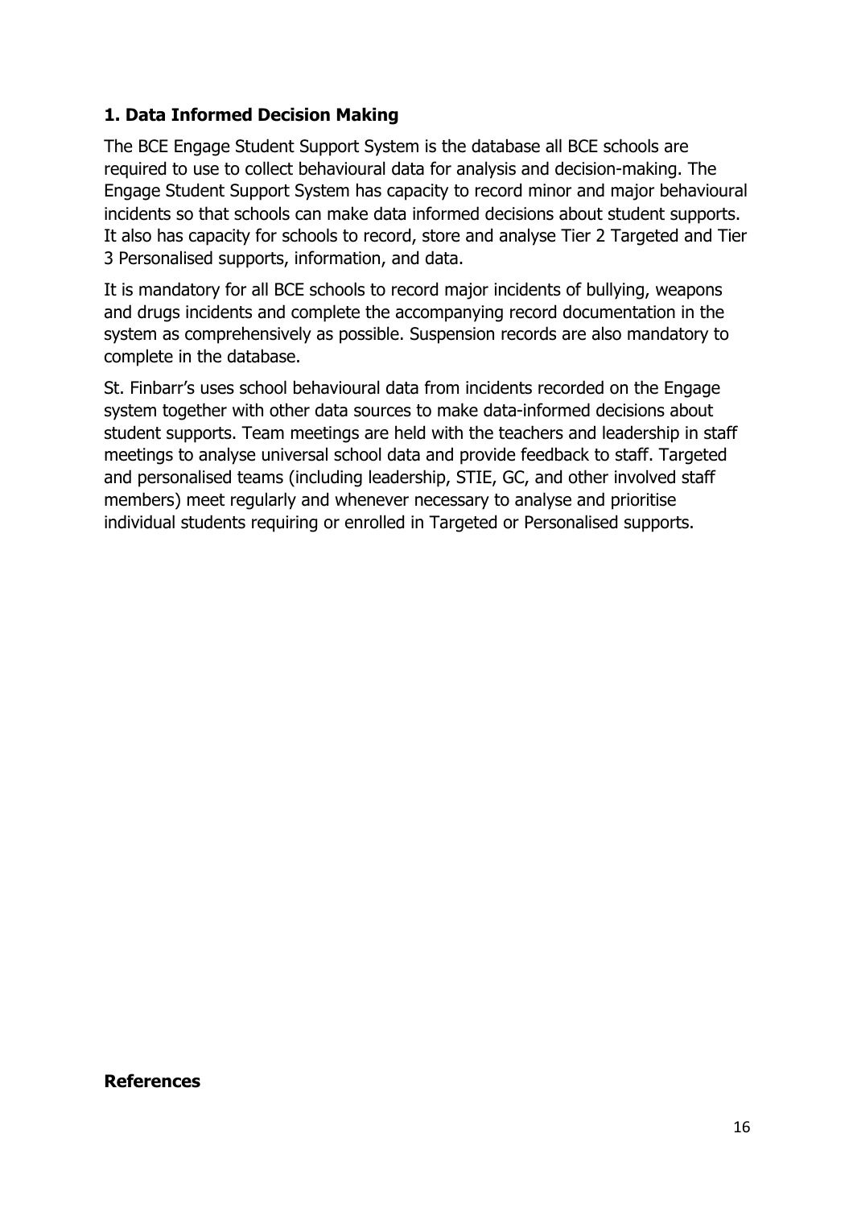### 1. Data Informed Decision Making

The BCE Engage Student Support System is the database all BCE schools are required to use to collect behavioural data for analysis and decision-making. The Engage Student Support System has capacity to record minor and major behavioural incidents so that schools can make data informed decisions about student supports. It also has capacity for schools to record, store and analyse Tier 2 Targeted and Tier 3 Personalised supports, information, and data.

It is mandatory for all BCE schools to record major incidents of bullying, weapons and drugs incidents and complete the accompanying record documentation in the system as comprehensively as possible. Suspension records are also mandatory to complete in the database.

St. Finbarr's uses school behavioural data from incidents recorded on the Engage system together with other data sources to make data-informed decisions about student supports. Team meetings are held with the teachers and leadership in staff meetings to analyse universal school data and provide feedback to staff. Targeted and personalised teams (including leadership, STIE, GC, and other involved staff members) meet regularly and whenever necessary to analyse and prioritise individual students requiring or enrolled in Targeted or Personalised supports.

### References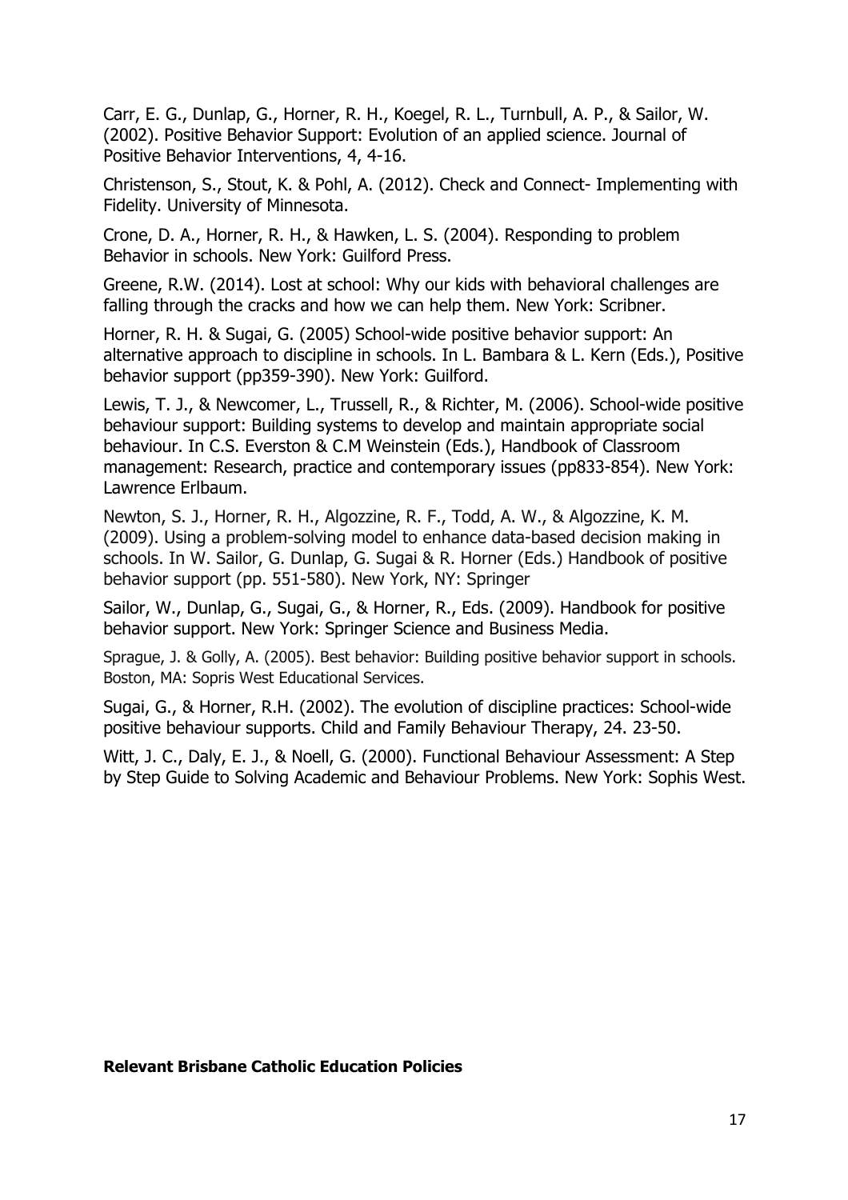Carr, E. G., Dunlap, G., Horner, R. H., Koegel, R. L., Turnbull, A. P., & Sailor, W. (2002). Positive Behavior Support: Evolution of an applied science. Journal of Positive Behavior Interventions, 4, 4-16.

Christenson, S., Stout, K. & Pohl, A. (2012). Check and Connect- Implementing with Fidelity. University of Minnesota.

Crone, D. A., Horner, R. H., & Hawken, L. S. (2004). Responding to problem Behavior in schools. New York: Guilford Press.

Greene, R.W. (2014). Lost at school: Why our kids with behavioral challenges are falling through the cracks and how we can help them. New York: Scribner.

Horner, R. H. & Sugai, G. (2005) School-wide positive behavior support: An alternative approach to discipline in schools. In L. Bambara & L. Kern (Eds.), Positive behavior support (pp359-390). New York: Guilford.

Lewis, T. J., & Newcomer, L., Trussell, R., & Richter, M. (2006). School-wide positive behaviour support: Building systems to develop and maintain appropriate social behaviour. In C.S. Everston & C.M Weinstein (Eds.), Handbook of Classroom management: Research, practice and contemporary issues (pp833-854). New York: Lawrence Erlbaum.

Newton, S. J., Horner, R. H., Algozzine, R. F., Todd, A. W., & Algozzine, K. M. (2009). Using a problem-solving model to enhance data-based decision making in schools. In W. Sailor, G. Dunlap, G. Sugai & R. Horner (Eds.) Handbook of positive behavior support (pp. 551-580). New York, NY: Springer

Sailor, W., Dunlap, G., Sugai, G., & Horner, R., Eds. (2009). Handbook for positive behavior support. New York: Springer Science and Business Media.

Sprague, J. & Golly, A. (2005). Best behavior: Building positive behavior support in schools. Boston, MA: Sopris West Educational Services.

Sugai, G., & Horner, R.H. (2002). The evolution of discipline practices: School-wide positive behaviour supports. Child and Family Behaviour Therapy, 24. 23-50.

Witt, J. C., Daly, E. J., & Noell, G. (2000). Functional Behaviour Assessment: A Step by Step Guide to Solving Academic and Behaviour Problems. New York: Sophis West.

**Relevant Brisbane Catholic Education Policies**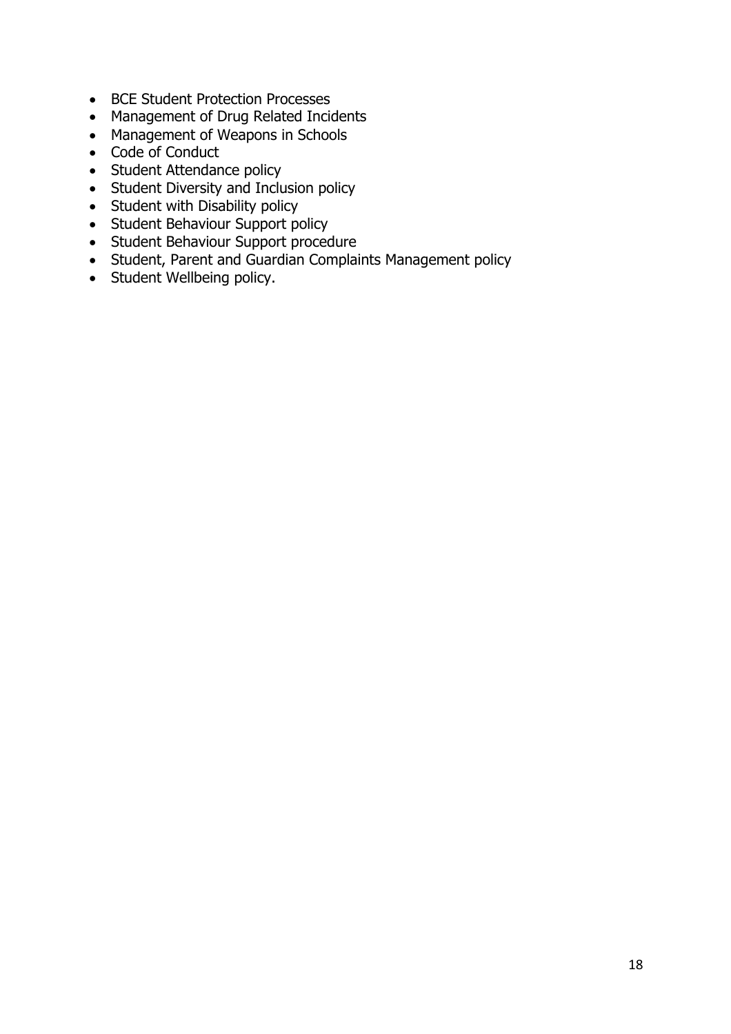- BCE Student Protection Processes
- Management of Drug Related Incidents
- Management of Weapons in Schools
- Code of Conduct
- Student Attendance policy
- Student Diversity and Inclusion policy
- Student with Disability policy
- Student Behaviour Support policy
- Student Behaviour Support procedure
- Student, Parent and Guardian Complaints Management policy
- Student Wellbeing policy.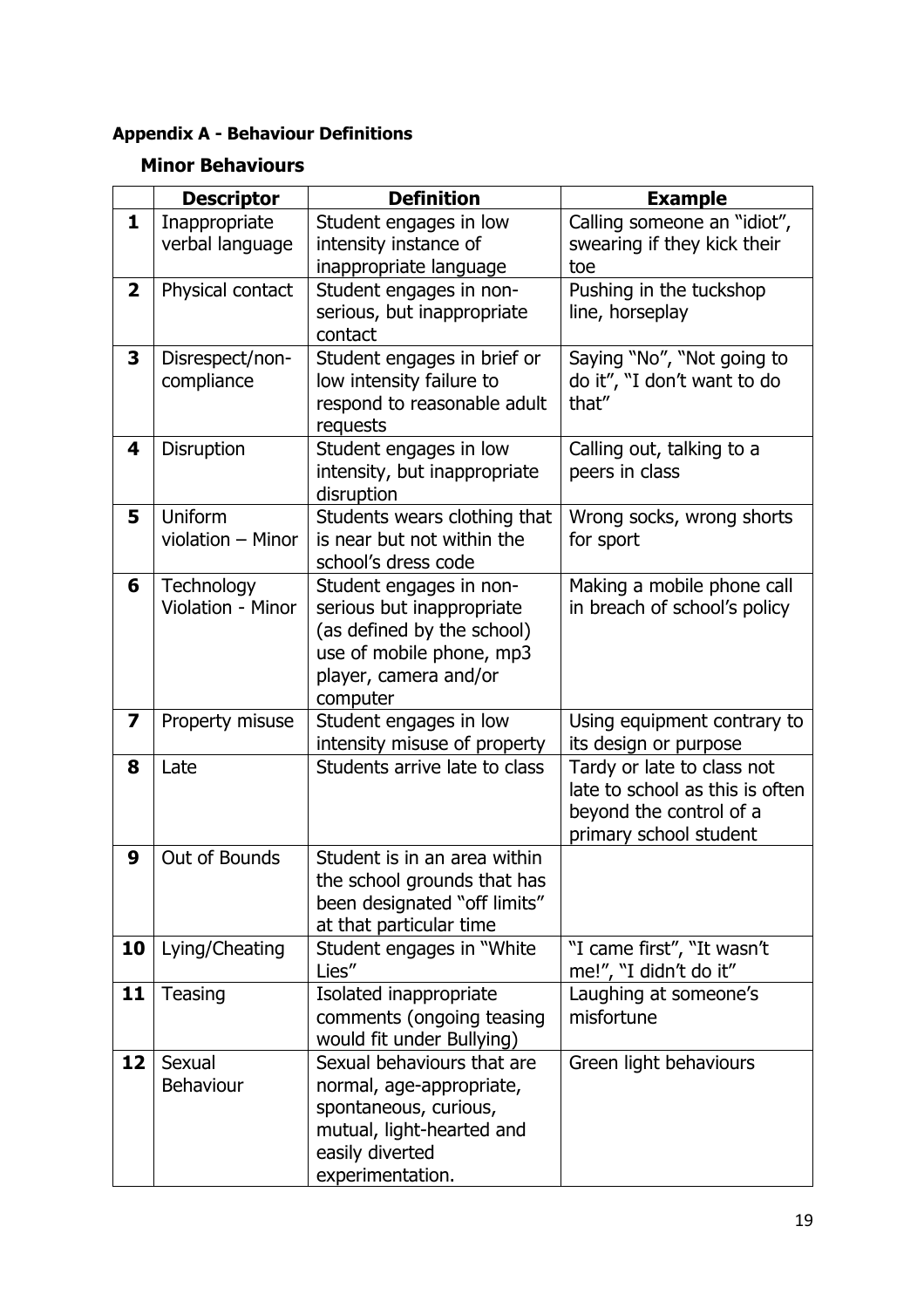### Appendix A - Behaviour Definitions

#### Minor Behaviours

| | Descriptor | Definition | Example |
|---|---|---|---|
| **1** | Inappropriate verbal language | Student engages in low intensity instance of inappropriate language | Calling someone an "idiot", swearing if they kick their toe |
| **2** | Physical contact | Student engages in non-serious, but inappropriate contact | Pushing in the tuckshop line, horseplay |
| **3** | Disrespect/non-compliance | Student engages in brief or low intensity failure to respond to reasonable adult requests | Saying "No", "Not going to do it", "I don't want to do that" |
| **4** | Disruption | Student engages in low intensity, but inappropriate disruption | Calling out, talking to a peers in class |
| **5** | Uniform violation – Minor | Students wears clothing that is near but not within the school's dress code | Wrong socks, wrong shorts for sport |
| **6** | Technology Violation - Minor | Student engages in non-serious but inappropriate (as defined by the school) use of mobile phone, mp3 player, camera and/or computer | Making a mobile phone call in breach of school's policy |
| **7** | Property misuse | Student engages in low intensity misuse of property | Using equipment contrary to its design or purpose |
| **8** | Late | Students arrive late to class | Tardy or late to class not late to school as this is often beyond the control of a primary school student |
| **9** | Out of Bounds | Student is in an area within the school grounds that has been designated "off limits" at that particular time | |
| **10** | Lying/Cheating | Student engages in "White Lies" | "I came first", "It wasn't me!", "I didn't do it" |
| **11** | Teasing | Isolated inappropriate comments (ongoing teasing would fit under Bullying) | Laughing at someone's misfortune |
| **12** | Sexual Behaviour | Sexual behaviours that are normal, age-appropriate, spontaneous, curious, mutual, light-hearted and easily diverted experimentation. | Green light behaviours |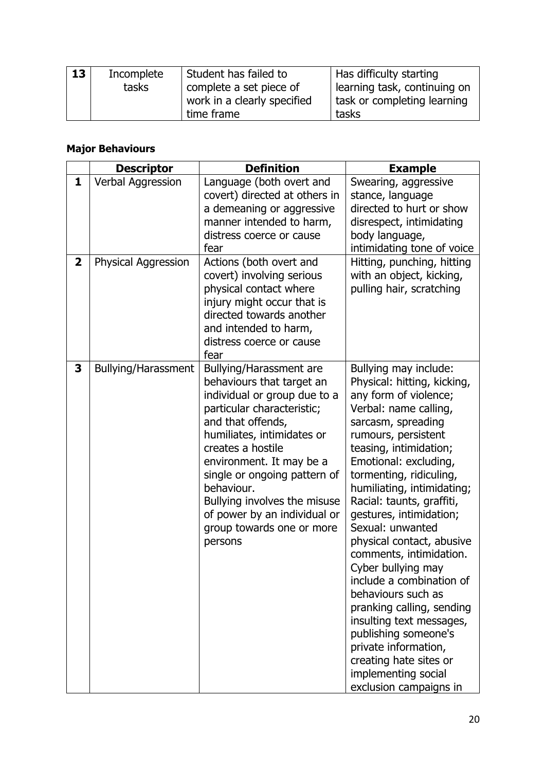| 13 | Incomplete tasks | Student has failed to complete a set piece of work in a clearly specified time frame | Has difficulty starting learning task, continuing on task or completing learning tasks |
|---|---|---|---|

**Major Behaviours**

| | Descriptor | Definition | Example |
|---|---|---|---|
| 1 | Verbal Aggression | Language (both overt and covert) directed at others in a demeaning or aggressive manner intended to harm, distress coerce or cause fear | Swearing, aggressive stance, language directed to hurt or show disrespect, intimidating body language, intimidating tone of voice |
| 2 | Physical Aggression | Actions (both overt and covert) involving serious physical contact where injury might occur that is directed towards another and intended to harm, distress coerce or cause fear | Hitting, punching, hitting with an object, kicking, pulling hair, scratching |
| 3 | Bullying/Harassment | Bullying/Harassment are behaviours that target an individual or group due to a particular characteristic; and that offends, humiliates, intimidates or creates a hostile environment. It may be a single or ongoing pattern of behaviour.<br>Bullying involves the misuse of power by an individual or group towards one or more persons | Bullying may include:<br>Physical: hitting, kicking, any form of violence;<br>Verbal: name calling, sarcasm, spreading rumours, persistent teasing, intimidation;<br>Emotional: excluding, tormenting, ridiculing, humiliating, intimidating;<br>Racial: taunts, graffiti, gestures, intimidation;<br>Sexual: unwanted physical contact, abusive comments, intimidation.<br>Cyber bullying may include a combination of behaviours such as pranking calling, sending insulting text messages, publishing someone's private information, creating hate sites or implementing social exclusion campaigns in |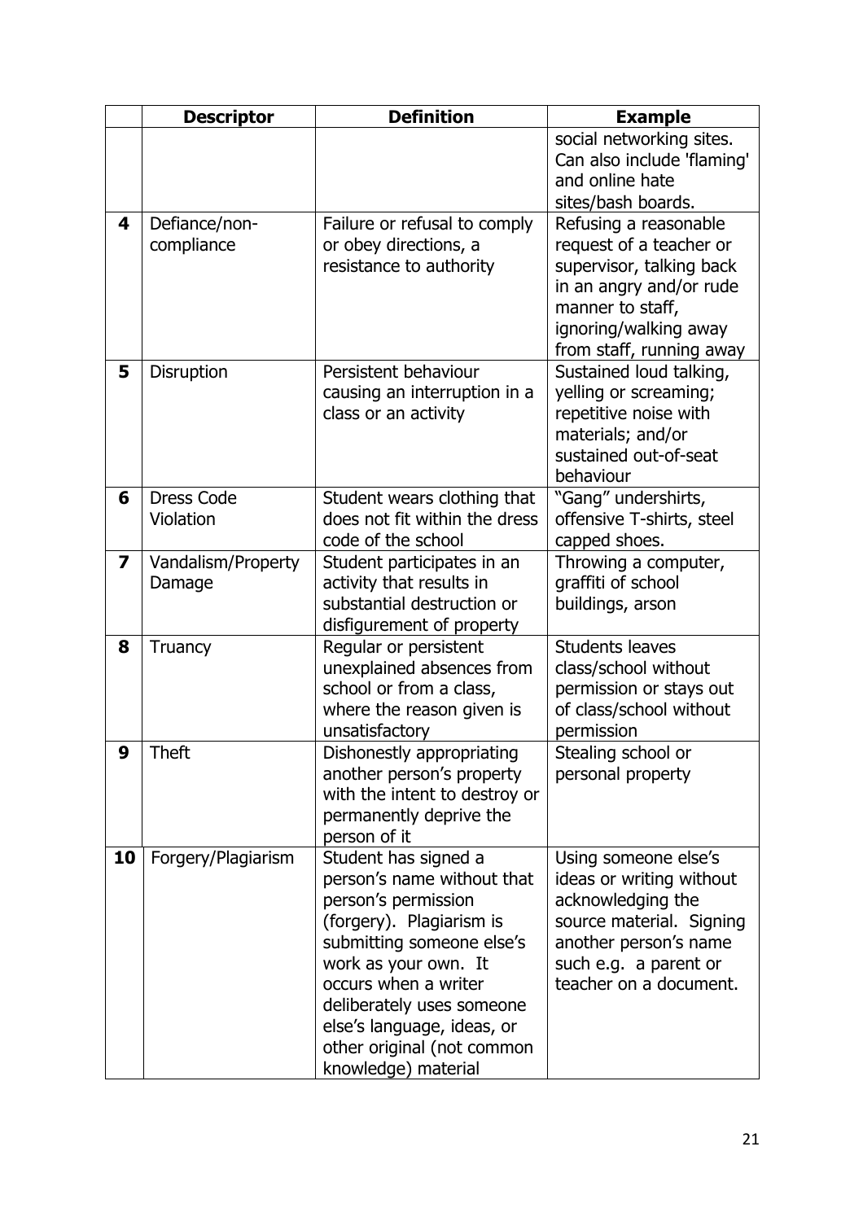| | Descriptor | Definition | Example |
|---|---|---|---|
| | | | social networking sites. Can also include 'flaming' and online hate sites/bash boards. |
| **4** | Defiance/non-compliance | Failure or refusal to comply or obey directions, a resistance to authority | Refusing a reasonable request of a teacher or supervisor, talking back in an angry and/or rude manner to staff, ignoring/walking away from staff, running away |
| **5** | Disruption | Persistent behaviour causing an interruption in a class or an activity | Sustained loud talking, yelling or screaming; repetitive noise with materials; and/or sustained out-of-seat behaviour |
| **6** | Dress Code Violation | Student wears clothing that does not fit within the dress code of the school | "Gang" undershirts, offensive T-shirts, steel capped shoes. |
| **7** | Vandalism/Property Damage | Student participates in an activity that results in substantial destruction or disfigurement of property | Throwing a computer, graffiti of school buildings, arson |
| **8** | Truancy | Regular or persistent unexplained absences from school or from a class, where the reason given is unsatisfactory | Students leaves class/school without permission or stays out of class/school without permission |
| **9** | Theft | Dishonestly appropriating another person's property with the intent to destroy or permanently deprive the person of it | Stealing school or personal property |
| **10** | Forgery/Plagiarism | Student has signed a person's name without that person's permission (forgery). Plagiarism is submitting someone else's work as your own. It occurs when a writer deliberately uses someone else's language, ideas, or other original (not common knowledge) material | Using someone else's ideas or writing without acknowledging the source material. Signing another person's name such e.g. a parent or teacher on a document. |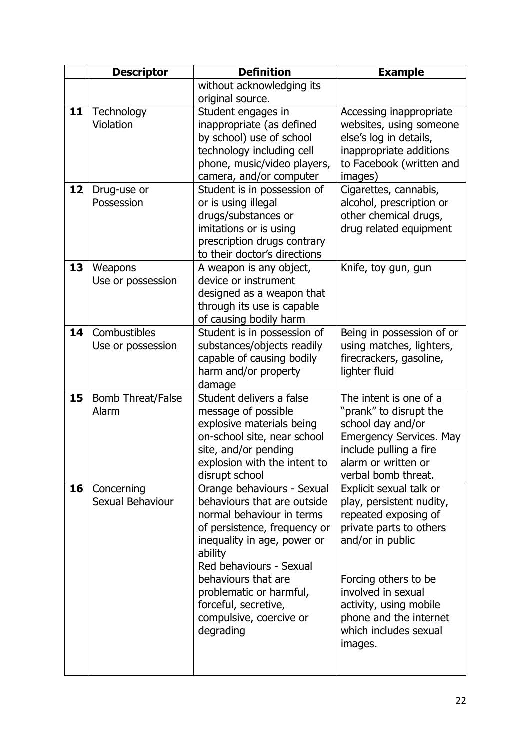| | Descriptor | Definition | Example |
|---|---|---|---|
| | | without acknowledging its original source. | |
| **11** | Technology Violation | Student engages in inappropriate (as defined by school) use of school technology including cell phone, music/video players, camera, and/or computer | Accessing inappropriate websites, using someone else's log in details, inappropriate additions to Facebook (written and images) |
| **12** | Drug-use or Possession | Student is in possession of or is using illegal drugs/substances or imitations or is using prescription drugs contrary to their doctor's directions | Cigarettes, cannabis, alcohol, prescription or other chemical drugs, drug related equipment |
| **13** | Weapons Use or possession | A weapon is any object, device or instrument designed as a weapon that through its use is capable of causing bodily harm | Knife, toy gun, gun |
| **14** | Combustibles Use or possession | Student is in possession of substances/objects readily capable of causing bodily harm and/or property damage | Being in possession of or using matches, lighters, firecrackers, gasoline, lighter fluid |
| **15** | Bomb Threat/False Alarm | Student delivers a false message of possible explosive materials being on-school site, near school site, and/or pending explosion with the intent to disrupt school | The intent is one of a "prank" to disrupt the school day and/or Emergency Services. May include pulling a fire alarm or written or verbal bomb threat. |
| **16** | Concerning Sexual Behaviour | Orange behaviours - Sexual behaviours that are outside normal behaviour in terms of persistence, frequency or inequality in age, power or ability<br>Red behaviours - Sexual behaviours that are problematic or harmful, forceful, secretive, compulsive, coercive or degrading | Explicit sexual talk or play, persistent nudity, repeated exposing of private parts to others and/or in public<br><br>Forcing others to be involved in sexual activity, using mobile phone and the internet which includes sexual images. |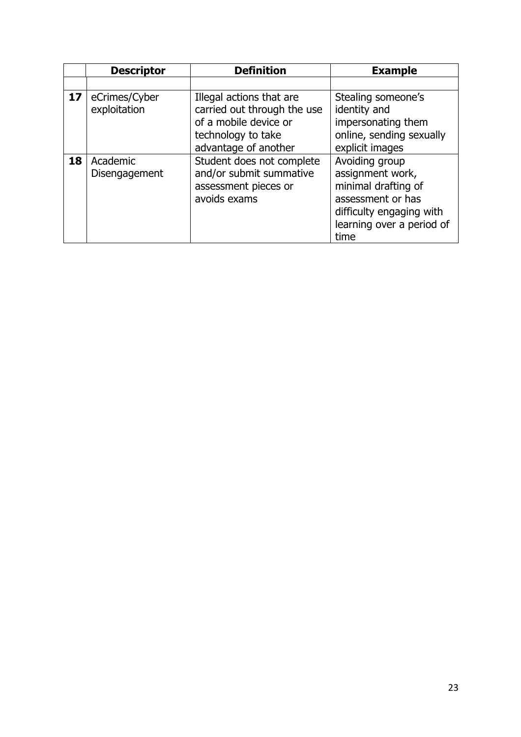| | Descriptor | Definition | Example |
|---|---|---|---|
| | | | |
| **17** | eCrimes/Cyber exploitation | Illegal actions that are carried out through the use of a mobile device or technology to take advantage of another | Stealing someone's identity and impersonating them online, sending sexually explicit images |
| **18** | Academic Disengagement | Student does not complete and/or submit summative assessment pieces or avoids exams | Avoiding group assignment work, minimal drafting of assessment or has difficulty engaging with learning over a period of time |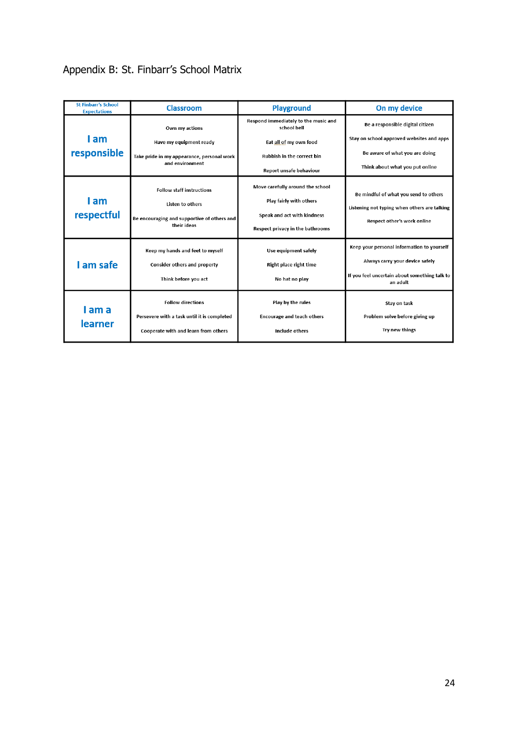Appendix B: St. Finbarr's School Matrix

| St Finbarr's School Expectations | Classroom | Playground | On my device |
|---|---|---|---|
| **I am responsible** | Own my actions<br><br>Have my equipment ready<br><br>Take pride in my appearance, personal work and environment | Respond immediately to the music and school bell<br><br>Eat all of my own food<br><br>Rubbish in the correct bin<br><br>Report unsafe behaviour | Be a responsible digital citizen<br><br>Stay on school approved websites and apps<br><br>Be aware of what you are doing<br><br>Think about what you put online |
| **I am respectful** | Follow staff instructions<br><br>Listen to others<br><br>Be encouraging and supportive of others and their ideas | Move carefully around the school<br><br>Play fairly with others<br><br>Speak and act with kindness<br><br>Respect privacy in the bathrooms | Be mindful of what you send to others<br><br>Listening not typing when others are talking<br><br>Respect other's work online |
| **I am safe** | Keep my hands and feet to myself<br><br>Consider others and property<br><br>Think before you act | Use equipment safely<br><br>Right place right time<br><br>No hat no play | Keep your personal information to yourself<br><br>Always carry your device safely<br><br>If you feel uncertain about something talk to an adult |
| **I am a learner** | Follow directions<br><br>Persevere with a task until it is completed<br><br>Cooperate with and learn from others | Play by the rules<br><br>Encourage and teach others<br><br>Include others | Stay on task<br><br>Problem solve before giving up<br><br>Try new things |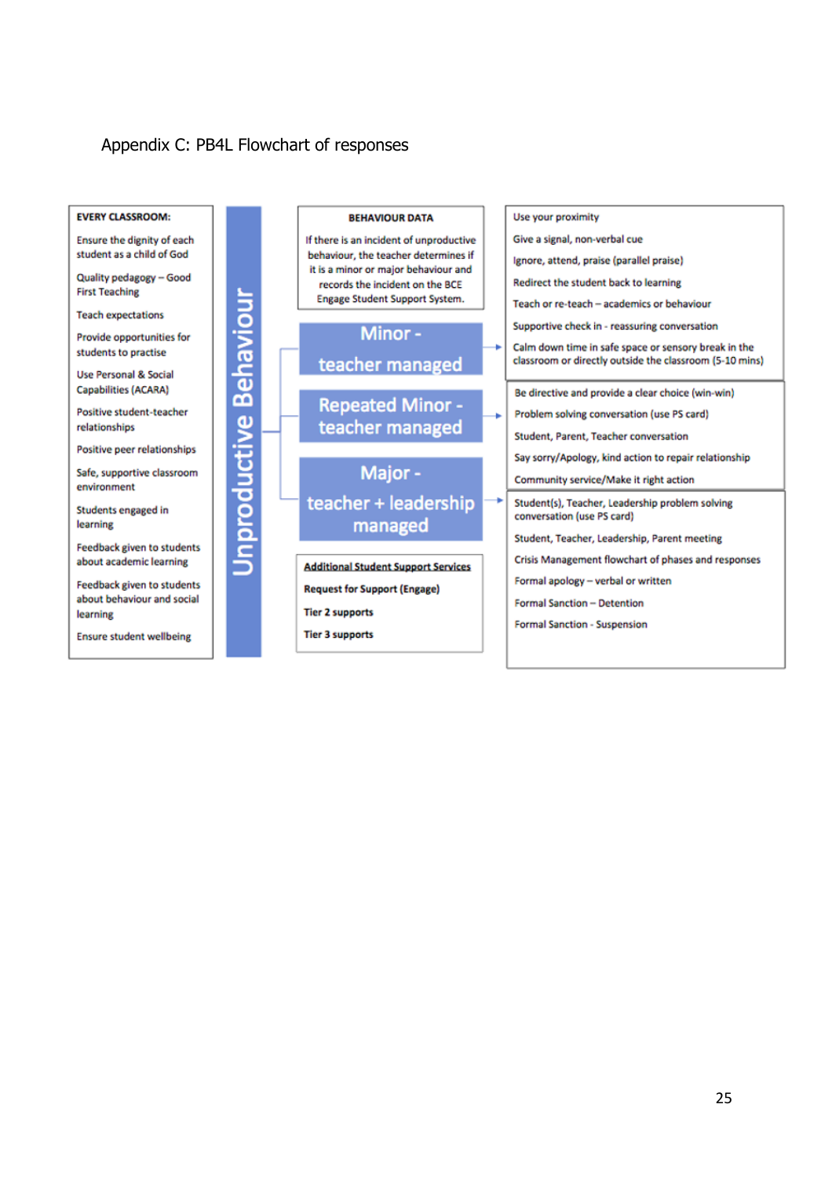Appendix C: PB4L Flowchart of responses

**EVERY CLASSROOM:**

- Ensure the dignity of each student as a child of God
- Quality pedagogy – Good First Teaching
- Teach expectations
- Provide opportunities for students to practise
- Use Personal & Social Capabilities (ACARA)
- Positive student-teacher relationships
- Positive peer relationships
- Safe, supportive classroom environment
- Students engaged in learning
- Feedback given to students about academic learning
- Feedback given to students about behaviour and social learning
- Ensure student wellbeing

**Unproductive Behaviour**

**BEHAVIOUR DATA**

If there is an incident of unproductive behaviour, the teacher determines if it is a minor or major behaviour and records the incident on the BCE Engage Student Support System.

**Minor - teacher managed**

- Use your proximity
- Give a signal, non-verbal cue
- Ignore, attend, praise (parallel praise)
- Redirect the student back to learning
- Teach or re-teach – academics or behaviour
- Supportive check in - reassuring conversation
- Calm down time in safe space or sensory break in the classroom or directly outside the classroom (5-10 mins)

**Repeated Minor - teacher managed**

- Be directive and provide a clear choice (win-win)
- Problem solving conversation (use PS card)
- Student, Parent, Teacher conversation
- Say sorry/Apology, kind action to repair relationship
- Community service/Make it right action

**Major - teacher + leadership managed**

- Student(s), Teacher, Leadership problem solving conversation (use PS card)
- Student, Teacher, Leadership, Parent meeting
- Crisis Management flowchart of phases and responses
- Formal apology – verbal or written
- Formal Sanction – Detention
- Formal Sanction - Suspension

**Additional Student Support Services**

**Request for Support (Engage)**

**Tier 2 supports**

**Tier 3 supports**